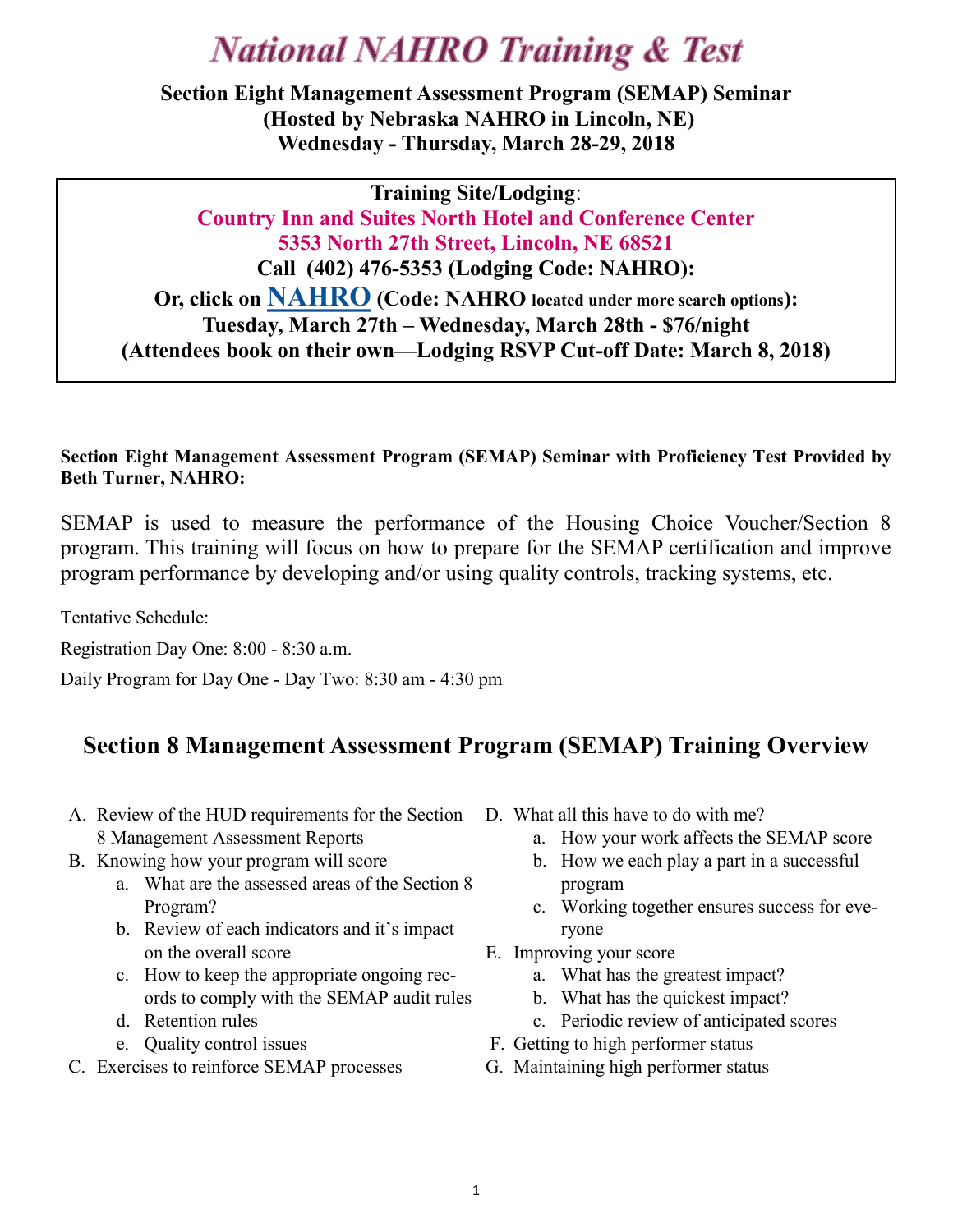# National NAHRO Training & Test

**Section Eight Management Assessment Program (SEMAP) Seminar**
**(Hosted by Nebraska NAHRO in Lincoln, NE)**
**Wednesday - Thursday, March 28-29, 2018**

**Training Site/Lodging**:
**Country Inn and Suites North Hotel and Conference Center**
**5353 North 27th Street, Lincoln, NE 68521**
**Call (402) 476-5353 (Lodging Code: NAHRO):**
**Or, click on NAHRO (Code: NAHRO located under more search options):**
**Tuesday, March 27th – Wednesday, March 28th - $76/night**
**(Attendees book on their own—Lodging RSVP Cut-off Date: March 8, 2018)**

**Section Eight Management Assessment Program (SEMAP) Seminar with Proficiency Test Provided by Beth Turner, NAHRO:**

SEMAP is used to measure the performance of the Housing Choice Voucher/Section 8 program. This training will focus on how to prepare for the SEMAP certification and improve program performance by developing and/or using quality controls, tracking systems, etc.

Tentative Schedule:

Registration Day One: 8:00 - 8:30 a.m.

Daily Program for Day One - Day Two: 8:30 am - 4:30 pm

## Section 8 Management Assessment Program (SEMAP) Training Overview

A. Review of the HUD requirements for the Section 8 Management Assessment Reports
B. Knowing how your program will score
   a. What are the assessed areas of the Section 8 Program?
   b. Review of each indicators and it's impact on the overall score
   c. How to keep the appropriate ongoing records to comply with the SEMAP audit rules
   d. Retention rules
   e. Quality control issues
C. Exercises to reinforce SEMAP processes
D. What all this have to do with me?
   a. How your work affects the SEMAP score
   b. How we each play a part in a successful program
   c. Working together ensures success for everyone
E. Improving your score
   a. What has the greatest impact?
   b. What has the quickest impact?
   c. Periodic review of anticipated scores
F. Getting to high performer status
G. Maintaining high performer status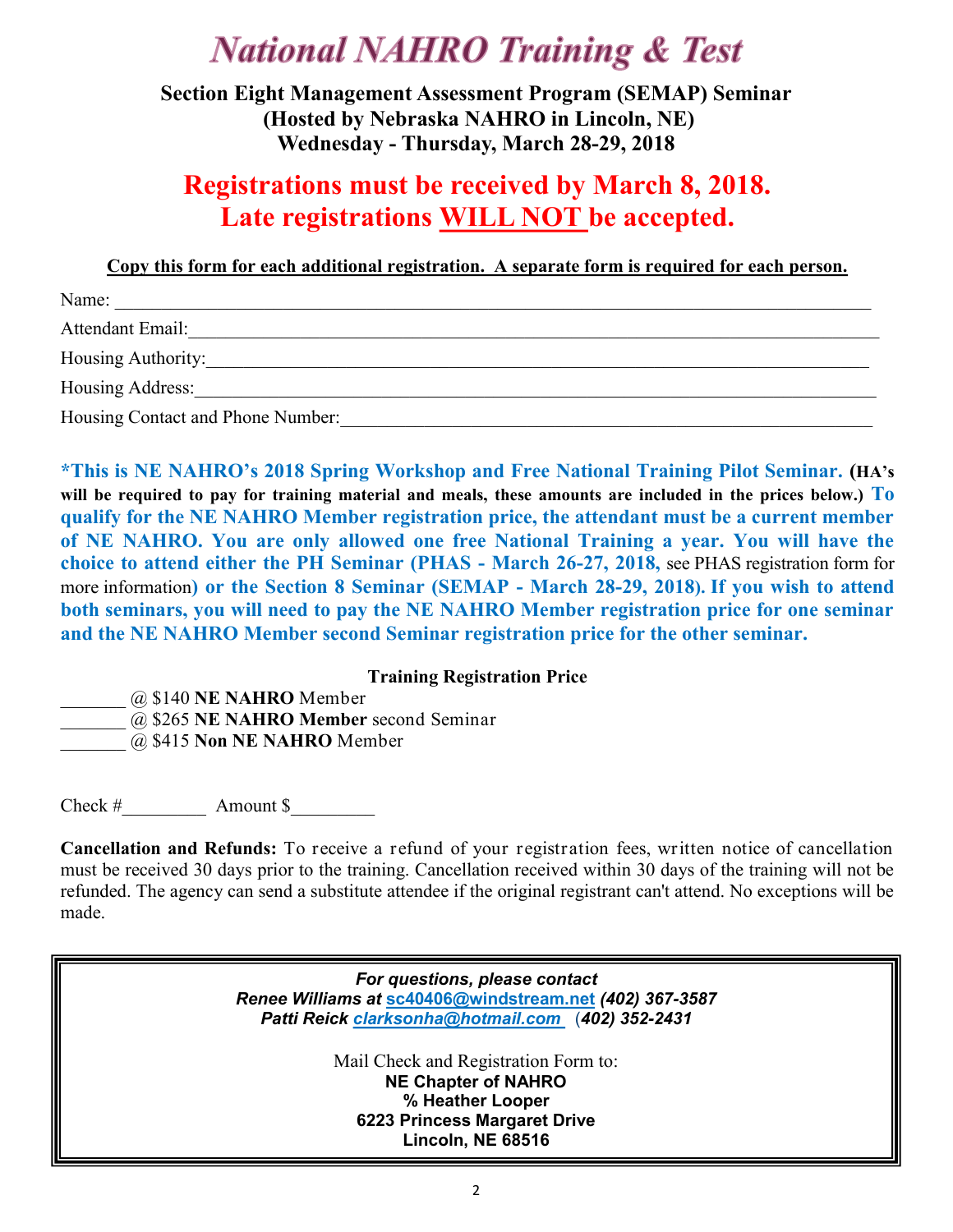# National NAHRO Training & Test

**Section Eight Management Assessment Program (SEMAP) Seminar**
**(Hosted by Nebraska NAHRO in Lincoln, NE)**
**Wednesday - Thursday, March 28-29, 2018**

## Registrations must be received by March 8, 2018. Late registrations WILL NOT be accepted.

**Copy this form for each additional registration. A separate form is required for each person.**

Name: ______________________________________________________________________________

Attendant Email: ______________________________________________________________________

Housing Authority: ____________________________________________________________________

Housing Address: _____________________________________________________________________

Housing Contact and Phone Number: _____________________________________________________

**\*This is NE NAHRO's 2018 Spring Workshop and Free National Training Pilot Seminar. (HA's will be required to pay for training material and meals, these amounts are included in the prices below.) To qualify for the NE NAHRO Member registration price, the attendant must be a current member of NE NAHRO. You are only allowed one free National Training a year. You will have the choice to attend either the PH Seminar (PHAS - March 26-27, 2018,** see PHAS registration form for more information**) or the Section 8 Seminar (SEMAP - March 28-29, 2018). If you wish to attend both seminars, you will need to pay the NE NAHRO Member registration price for one seminar and the NE NAHRO Member second Seminar registration price for the other seminar.**

**Training Registration Price**

_______ @ $140 **NE NAHRO** Member
_______ @ $265 **NE NAHRO Member** second Seminar
_______ @ $415 **Non NE NAHRO** Member

Check #_________ Amount $_________

**Cancellation and Refunds:** To receive a refund of your registration fees, written notice of cancellation must be received 30 days prior to the training. Cancellation received within 30 days of the training will not be refunded. The agency can send a substitute attendee if the original registrant can't attend. No exceptions will be made.

***For questions, please contact***
***Renee Williams at sc40406@windstream.net (402) 367-3587***
***Patti Reick clarksonha@hotmail.com (402) 352-2431***

Mail Check and Registration Form to:
**NE Chapter of NAHRO**
**% Heather Looper**
**6223 Princess Margaret Drive**
**Lincoln, NE 68516**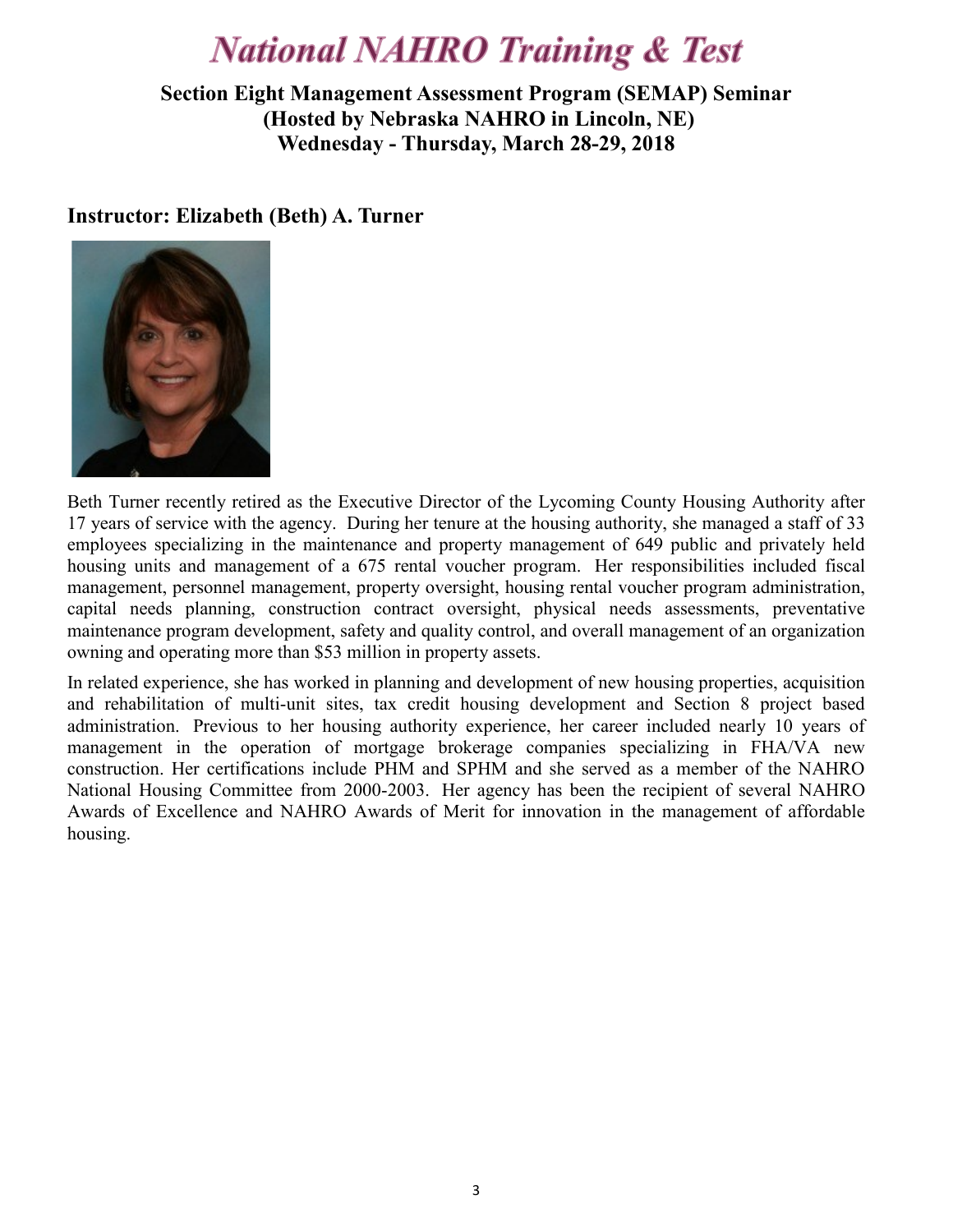# National NAHRO Training & Test

**Section Eight Management Assessment Program (SEMAP) Seminar**
**(Hosted by Nebraska NAHRO in Lincoln, NE)**
**Wednesday - Thursday, March 28-29, 2018**

## Instructor: Elizabeth (Beth) A. Turner

Beth Turner recently retired as the Executive Director of the Lycoming County Housing Authority after 17 years of service with the agency. During her tenure at the housing authority, she managed a staff of 33 employees specializing in the maintenance and property management of 649 public and privately held housing units and management of a 675 rental voucher program. Her responsibilities included fiscal management, personnel management, property oversight, housing rental voucher program administration, capital needs planning, construction contract oversight, physical needs assessments, preventative maintenance program development, safety and quality control, and overall management of an organization owning and operating more than $53 million in property assets.

In related experience, she has worked in planning and development of new housing properties, acquisition and rehabilitation of multi-unit sites, tax credit housing development and Section 8 project based administration. Previous to her housing authority experience, her career included nearly 10 years of management in the operation of mortgage brokerage companies specializing in FHA/VA new construction. Her certifications include PHM and SPHM and she served as a member of the NAHRO National Housing Committee from 2000-2003. Her agency has been the recipient of several NAHRO Awards of Excellence and NAHRO Awards of Merit for innovation in the management of affordable housing.